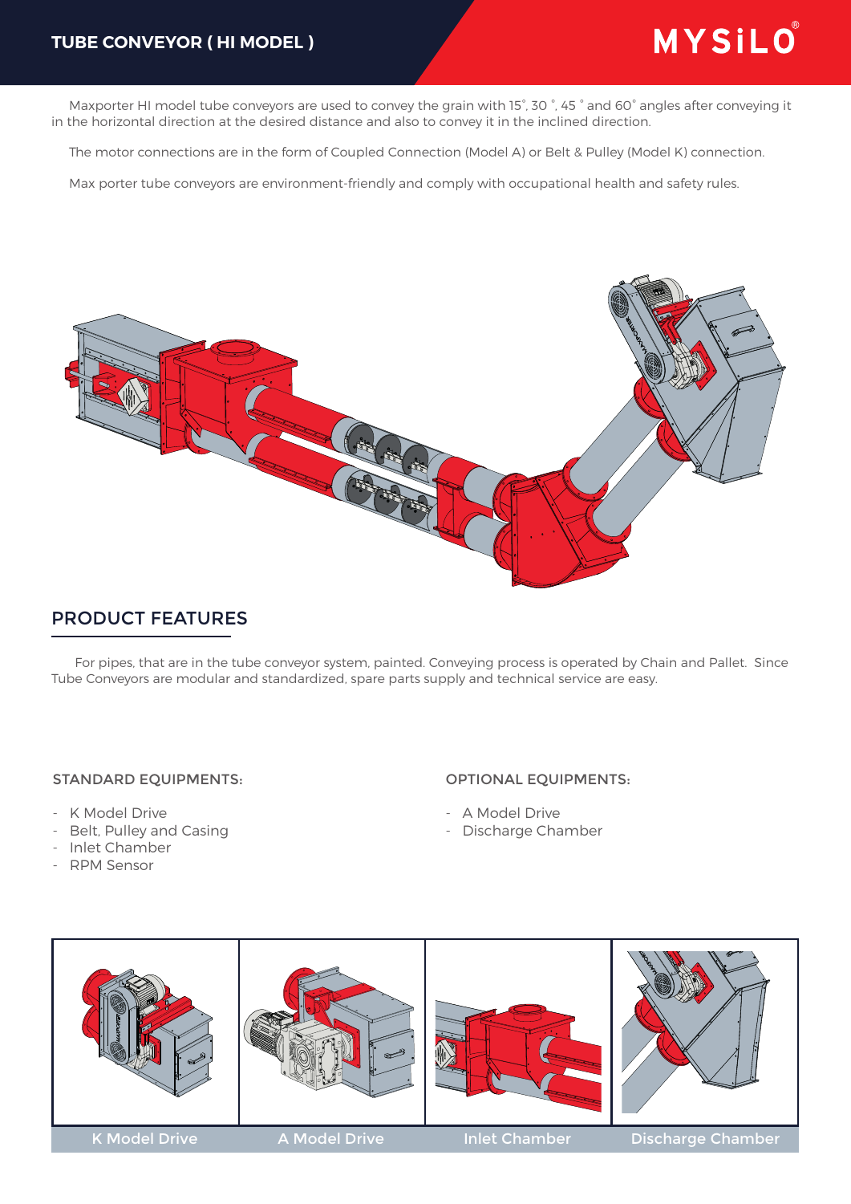# TUBE CONVEYOR ( HI MODEL )

MYSiLO®

Maxporter HI model tube conveyors are used to convey the grain with 15˚, 30 ˚, 45 ˚ and 60˚ angles after conveying it in the horizontal direction at the desired distance and also to convey it in the inclined direction.

The motor connections are in the form of Coupled Connection (Model A) or Belt & Pulley (Model K) connection.

Max porter tube conveyors are environment-friendly and comply with occupational health and safety rules.

## PRODUCT FEATURES

For pipes, that are in the tube conveyor system, painted. Conveying process is operated by Chain and Pallet. Since Tube Conveyors are modular and standardized, spare parts supply and technical service are easy.

### STANDARD EQUIPMENTS:

- K Model Drive
- Belt, Pulley and Casing
- Inlet Chamber
- RPM Sensor

### OPTIONAL EQUIPMENTS:

- A Model Drive
- Discharge Chamber

K Model Drive

A Model Drive

Inlet Chamber

Discharge Chamber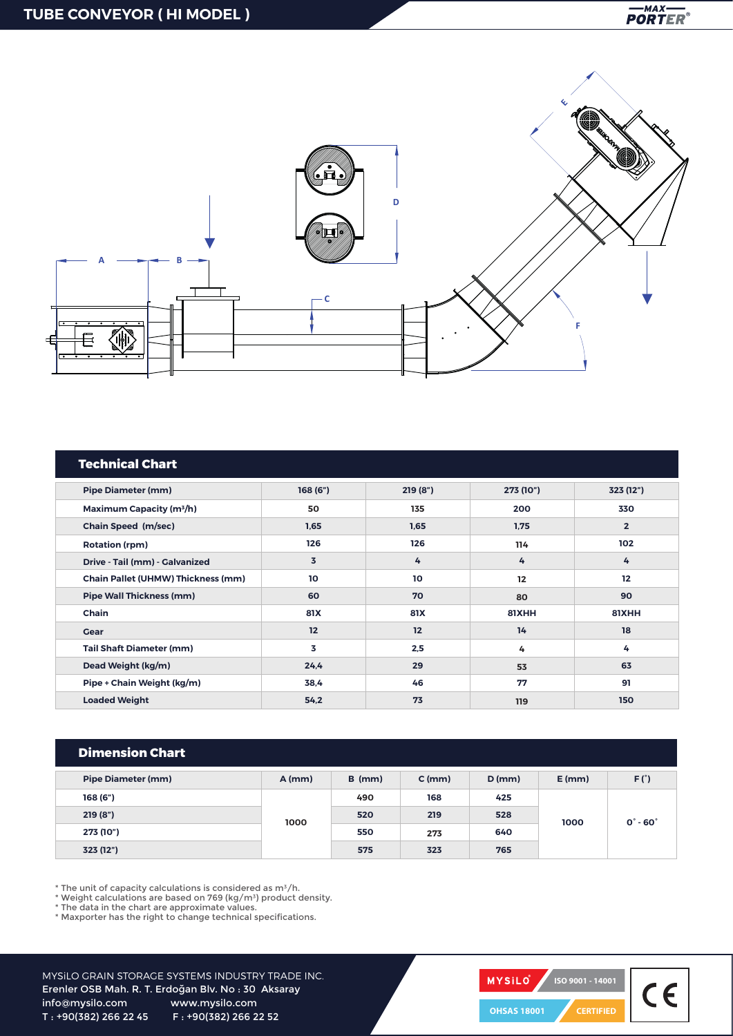# TUBE CONVEYOR ( HI MODEL )

A
B
C
D
E
F

## Technical Chart

| Pipe Diameter (mm) | 168 (6") | 219 (8") | 273 (10") | 323 (12") |
|---|---|---|---|---|
| Maximum Capacity (m³/h) | 50 | 135 | 200 | 330 |
| Chain Speed (m/sec) | 1,65 | 1,65 | 1,75 | 2 |
| Rotation (rpm) | 126 | 126 | 114 | 102 |
| Drive - Tail (mm) - Galvanized | 3 | 4 | 4 | 4 |
| Chain Pallet (UHMW) Thickness (mm) | 10 | 10 | 12 | 12 |
| Pipe Wall Thickness (mm) | 60 | 70 | 80 | 90 |
| Chain | 81X | 81X | 81XHH | 81XHH |
| Gear | 12 | 12 | 14 | 18 |
| Tail Shaft Diameter (mm) | 3 | 2,5 | 4 | 4 |
| Dead Weight (kg/m) | 24,4 | 29 | 53 | 63 |
| Pipe + Chain Weight (kg/m) | 38,4 | 46 | 77 | 91 |
| Loaded Weight | 54,2 | 73 | 119 | 150 |

## Dimension Chart

| Pipe Diameter (mm) | A (mm) | B (mm) | C (mm) | D (mm) | E (mm) | F (˚) |
|---|---|---|---|---|---|---|
| 168 (6") | 1000 | 490 | 168 | 425 | 1000 | 0˚ - 60˚ |
| 219 (8") | | 520 | 219 | 528 | | |
| 273 (10") | | 550 | 273 | 640 | | |
| 323 (12") | | 575 | 323 | 765 | | |

* The unit of capacity calculations is considered as m³/h.
* Weight calculations are based on 769 (kg/m³) product density.
* The data in the chart are approximate values.
* Maxporter has the right to change technical specifications.

MYSiLO GRAIN STORAGE SYSTEMS INDUSTRY TRADE INC.
Erenler OSB Mah. R. T. Erdoğan Blv. No : 30 Aksaray
info@mysilo.com www.mysilo.com
T : +90(382) 266 22 45 F : +90(382) 266 22 52

MYSILO ISO 9001 - 14001 OHSAS 18001 CERTIFIED CE